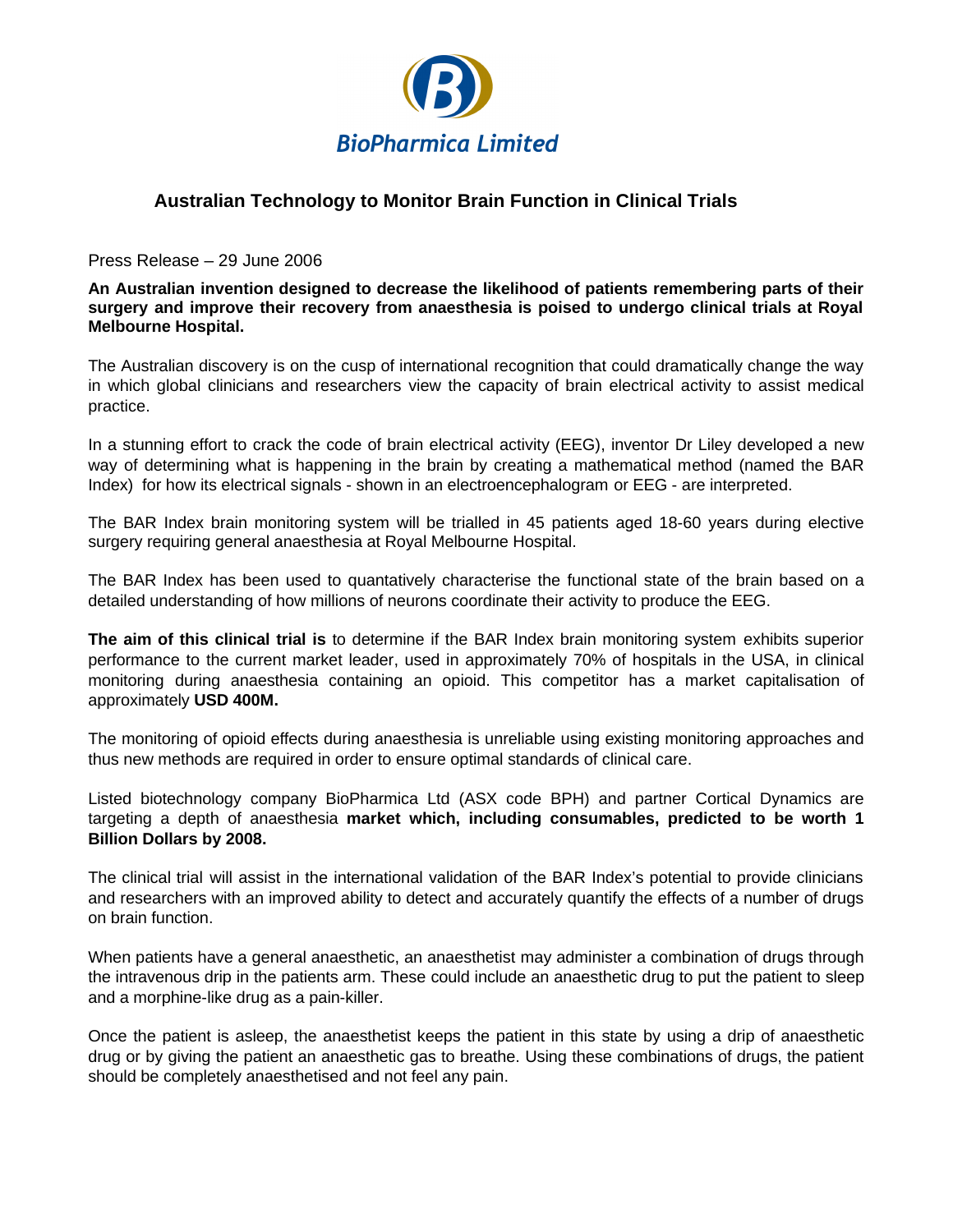BioPharmica Limited

## Australian Technology to Monitor Brain Function in Clinical Trials

Press Release – 29 June 2006

**An Australian invention designed to decrease the likelihood of patients remembering parts of their surgery and improve their recovery from anaesthesia is poised to undergo clinical trials at Royal Melbourne Hospital.**

The Australian discovery is on the cusp of international recognition that could dramatically change the way in which global clinicians and researchers view the capacity of brain electrical activity to assist medical practice.

In a stunning effort to crack the code of brain electrical activity (EEG), inventor Dr Liley developed a new way of determining what is happening in the brain by creating a mathematical method (named the BAR Index) for how its electrical signals - shown in an electroencephalogram or EEG - are interpreted.

The BAR Index brain monitoring system will be trialled in 45 patients aged 18-60 years during elective surgery requiring general anaesthesia at Royal Melbourne Hospital.

The BAR Index has been used to quantatively characterise the functional state of the brain based on a detailed understanding of how millions of neurons coordinate their activity to produce the EEG.

**The aim of this clinical trial is** to determine if the BAR Index brain monitoring system exhibits superior performance to the current market leader, used in approximately 70% of hospitals in the USA, in clinical monitoring during anaesthesia containing an opioid. This competitor has a market capitalisation of approximately **USD 400M.**

The monitoring of opioid effects during anaesthesia is unreliable using existing monitoring approaches and thus new methods are required in order to ensure optimal standards of clinical care.

Listed biotechnology company BioPharmica Ltd (ASX code BPH) and partner Cortical Dynamics are targeting a depth of anaesthesia **market which, including consumables, predicted to be worth 1 Billion Dollars by 2008.**

The clinical trial will assist in the international validation of the BAR Index's potential to provide clinicians and researchers with an improved ability to detect and accurately quantify the effects of a number of drugs on brain function.

When patients have a general anaesthetic, an anaesthetist may administer a combination of drugs through the intravenous drip in the patients arm. These could include an anaesthetic drug to put the patient to sleep and a morphine-like drug as a pain-killer.

Once the patient is asleep, the anaesthetist keeps the patient in this state by using a drip of anaesthetic drug or by giving the patient an anaesthetic gas to breathe. Using these combinations of drugs, the patient should be completely anaesthetised and not feel any pain.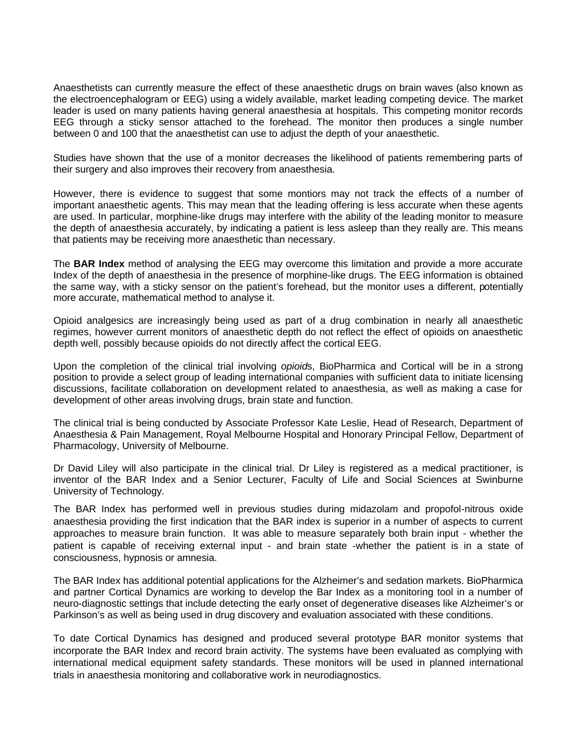Anaesthetists can currently measure the effect of these anaesthetic drugs on brain waves (also known as the electroencephalogram or EEG) using a widely available, market leading competing device. The market leader is used on many patients having general anaesthesia at hospitals. This competing monitor records EEG through a sticky sensor attached to the forehead. The monitor then produces a single number between 0 and 100 that the anaesthetist can use to adjust the depth of your anaesthetic.

Studies have shown that the use of a monitor decreases the likelihood of patients remembering parts of their surgery and also improves their recovery from anaesthesia.

However, there is evidence to suggest that some montiors may not track the effects of a number of important anaesthetic agents. This may mean that the leading offering is less accurate when these agents are used. In particular, morphine-like drugs may interfere with the ability of the leading monitor to measure the depth of anaesthesia accurately, by indicating a patient is less asleep than they really are. This means that patients may be receiving more anaesthetic than necessary.

The **BAR Index** method of analysing the EEG may overcome this limitation and provide a more accurate Index of the depth of anaesthesia in the presence of morphine-like drugs. The EEG information is obtained the same way, with a sticky sensor on the patient's forehead, but the monitor uses a different, potentially more accurate, mathematical method to analyse it.

Opioid analgesics are increasingly being used as part of a drug combination in nearly all anaesthetic regimes, however current monitors of anaesthetic depth do not reflect the effect of opioids on anaesthetic depth well, possibly because opioids do not directly affect the cortical EEG.

Upon the completion of the clinical trial involving *opioid*s, BioPharmica and Cortical will be in a strong position to provide a select group of leading international companies with sufficient data to initiate licensing discussions, facilitate collaboration on development related to anaesthesia, as well as making a case for development of other areas involving drugs, brain state and function.

The clinical trial is being conducted by Associate Professor Kate Leslie, Head of Research, Department of Anaesthesia & Pain Management, Royal Melbourne Hospital and Honorary Principal Fellow, Department of Pharmacology, University of Melbourne.

Dr David Liley will also participate in the clinical trial. Dr Liley is registered as a medical practitioner, is inventor of the BAR Index and a Senior Lecturer, Faculty of Life and Social Sciences at Swinburne University of Technology.

The BAR Index has performed well in previous studies during midazolam and propofol-nitrous oxide anaesthesia providing the first indication that the BAR index is superior in a number of aspects to current approaches to measure brain function. It was able to measure separately both brain input - whether the patient is capable of receiving external input - and brain state -whether the patient is in a state of consciousness, hypnosis or amnesia.

The BAR Index has additional potential applications for the Alzheimer's and sedation markets. BioPharmica and partner Cortical Dynamics are working to develop the Bar Index as a monitoring tool in a number of neuro-diagnostic settings that include detecting the early onset of degenerative diseases like Alzheimer's or Parkinson's as well as being used in drug discovery and evaluation associated with these conditions.

To date Cortical Dynamics has designed and produced several prototype BAR monitor systems that incorporate the BAR Index and record brain activity. The systems have been evaluated as complying with international medical equipment safety standards. These monitors will be used in planned international trials in anaesthesia monitoring and collaborative work in neurodiagnostics.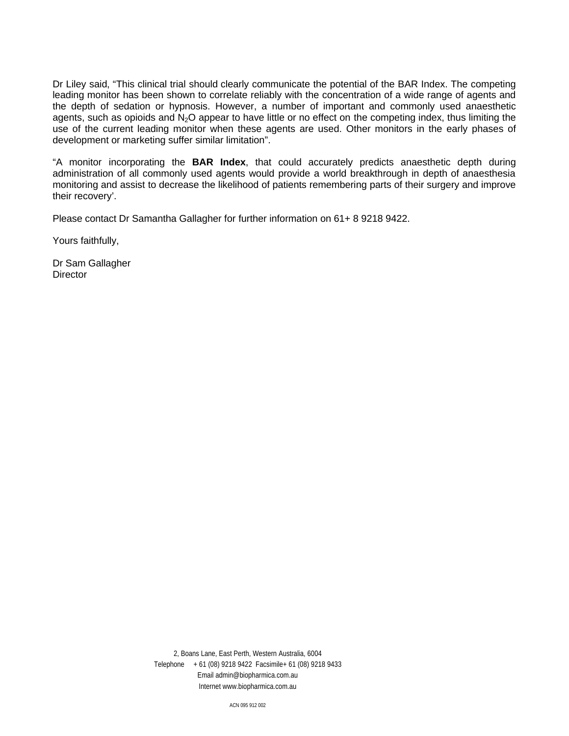Dr Liley said, “This clinical trial should clearly communicate the potential of the BAR Index. The competing leading monitor has been shown to correlate reliably with the concentration of a wide range of agents and the depth of sedation or hypnosis. However, a number of important and commonly used anaesthetic agents, such as opioids and $N_2O$ appear to have little or no effect on the competing index, thus limiting the use of the current leading monitor when these agents are used. Other monitors in the early phases of development or marketing suffer similar limitation”.

“A monitor incorporating the **BAR Index**, that could accurately predicts anaesthetic depth during administration of all commonly used agents would provide a world breakthrough in depth of anaesthesia monitoring and assist to decrease the likelihood of patients remembering parts of their surgery and improve their recovery’.

Please contact Dr Samantha Gallagher for further information on 61+ 8 9218 9422.

Yours faithfully,

Dr Sam Gallagher
Director

2, Boans Lane, East Perth, Western Australia, 6004
Telephone + 61 (08) 9218 9422 Facsimile+ 61 (08) 9218 9433
Email admin@biopharmica.com.au
Internet www.biopharmica.com.au

ACN 095 912 002